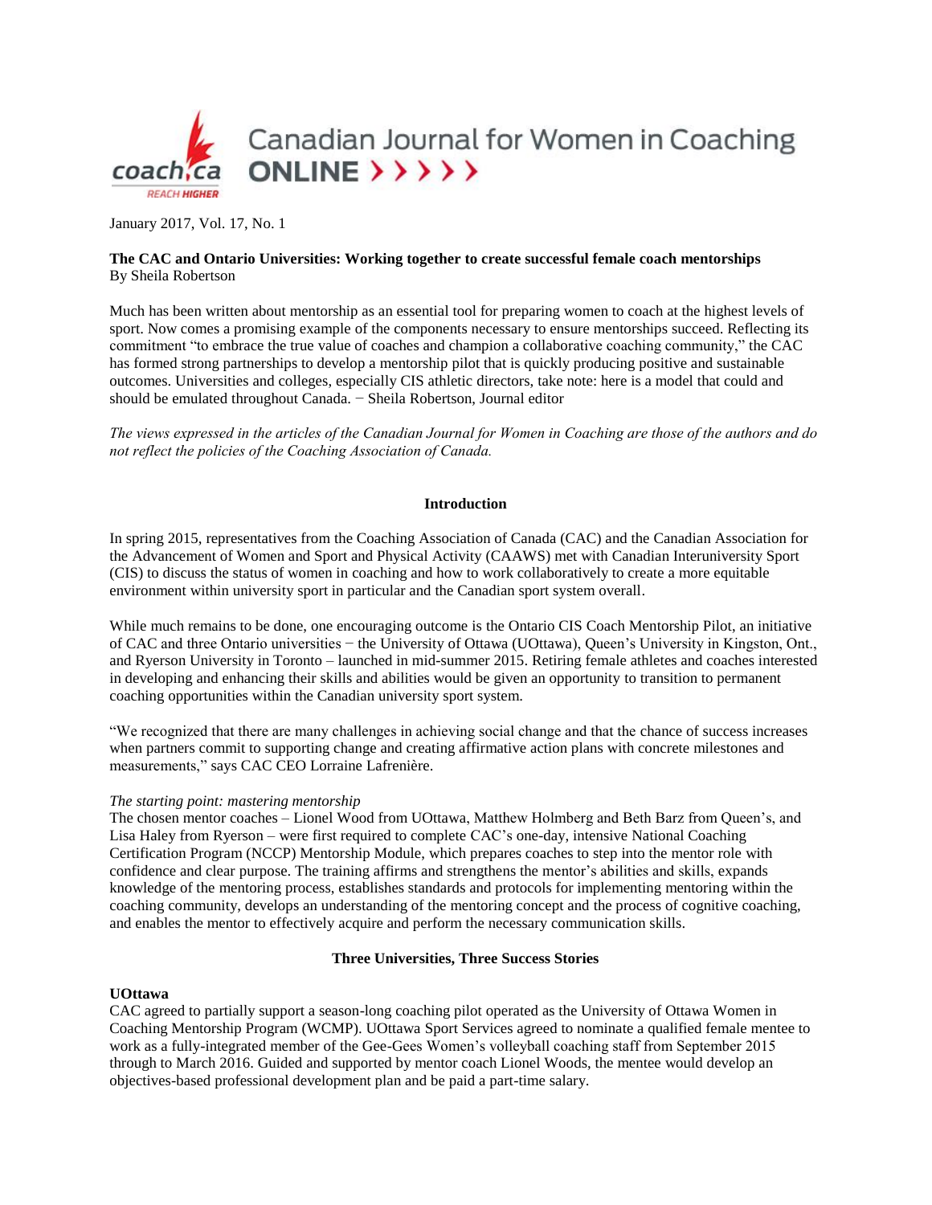Canadian Journal for Women in Coaching
ONLINE

January 2017, Vol. 17, No. 1

**The CAC and Ontario Universities: Working together to create successful female coach mentorships**
By Sheila Robertson

Much has been written about mentorship as an essential tool for preparing women to coach at the highest levels of sport. Now comes a promising example of the components necessary to ensure mentorships succeed. Reflecting its commitment "to embrace the true value of coaches and champion a collaborative coaching community," the CAC has formed strong partnerships to develop a mentorship pilot that is quickly producing positive and sustainable outcomes. Universities and colleges, especially CIS athletic directors, take note: here is a model that could and should be emulated throughout Canada. − Sheila Robertson, Journal editor

*The views expressed in the articles of the Canadian Journal for Women in Coaching are those of the authors and do not reflect the policies of the Coaching Association of Canada.*

## Introduction

In spring 2015, representatives from the Coaching Association of Canada (CAC) and the Canadian Association for the Advancement of Women and Sport and Physical Activity (CAAWS) met with Canadian Interuniversity Sport (CIS) to discuss the status of women in coaching and how to work collaboratively to create a more equitable environment within university sport in particular and the Canadian sport system overall.

While much remains to be done, one encouraging outcome is the Ontario CIS Coach Mentorship Pilot, an initiative of CAC and three Ontario universities − the University of Ottawa (UOttawa), Queen's University in Kingston, Ont., and Ryerson University in Toronto – launched in mid-summer 2015. Retiring female athletes and coaches interested in developing and enhancing their skills and abilities would be given an opportunity to transition to permanent coaching opportunities within the Canadian university sport system.

"We recognized that there are many challenges in achieving social change and that the chance of success increases when partners commit to supporting change and creating affirmative action plans with concrete milestones and measurements," says CAC CEO Lorraine Lafrenière.

*The starting point: mastering mentorship*

The chosen mentor coaches – Lionel Wood from UOttawa, Matthew Holmberg and Beth Barz from Queen's, and Lisa Haley from Ryerson – were first required to complete CAC's one-day, intensive National Coaching Certification Program (NCCP) Mentorship Module, which prepares coaches to step into the mentor role with confidence and clear purpose. The training affirms and strengthens the mentor's abilities and skills, expands knowledge of the mentoring process, establishes standards and protocols for implementing mentoring within the coaching community, develops an understanding of the mentoring concept and the process of cognitive coaching, and enables the mentor to effectively acquire and perform the necessary communication skills.

## Three Universities, Three Success Stories

### UOttawa

CAC agreed to partially support a season-long coaching pilot operated as the University of Ottawa Women in Coaching Mentorship Program (WCMP). UOttawa Sport Services agreed to nominate a qualified female mentee to work as a fully-integrated member of the Gee-Gees Women's volleyball coaching staff from September 2015 through to March 2016. Guided and supported by mentor coach Lionel Woods, the mentee would develop an objectives-based professional development plan and be paid a part-time salary.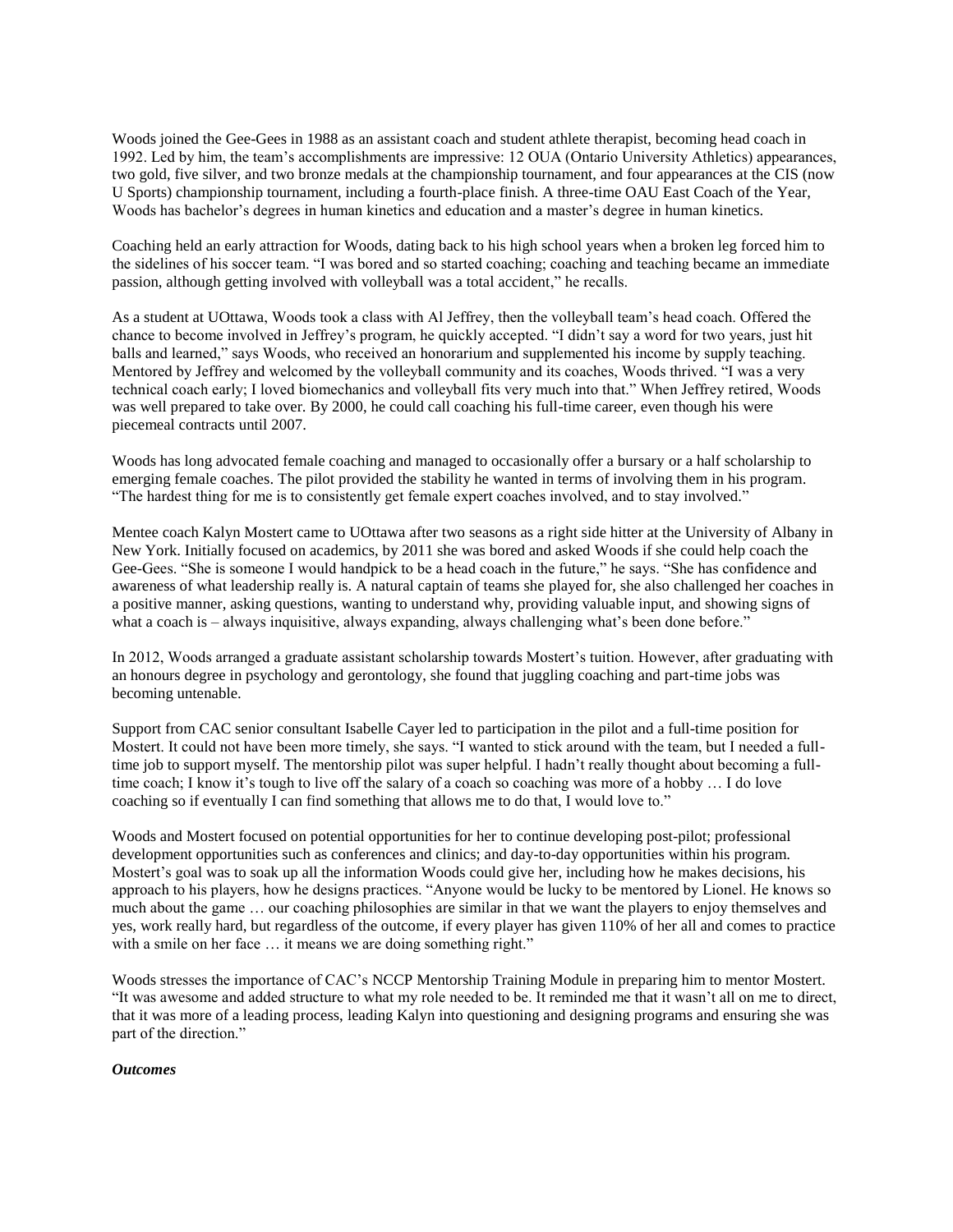Woods joined the Gee-Gees in 1988 as an assistant coach and student athlete therapist, becoming head coach in 1992. Led by him, the team's accomplishments are impressive: 12 OUA (Ontario University Athletics) appearances, two gold, five silver, and two bronze medals at the championship tournament, and four appearances at the CIS (now U Sports) championship tournament, including a fourth-place finish. A three-time OAU East Coach of the Year, Woods has bachelor's degrees in human kinetics and education and a master's degree in human kinetics.

Coaching held an early attraction for Woods, dating back to his high school years when a broken leg forced him to the sidelines of his soccer team. "I was bored and so started coaching; coaching and teaching became an immediate passion, although getting involved with volleyball was a total accident," he recalls.

As a student at UOttawa, Woods took a class with Al Jeffrey, then the volleyball team's head coach. Offered the chance to become involved in Jeffrey's program, he quickly accepted. "I didn't say a word for two years, just hit balls and learned," says Woods, who received an honorarium and supplemented his income by supply teaching. Mentored by Jeffrey and welcomed by the volleyball community and its coaches, Woods thrived. "I was a very technical coach early; I loved biomechanics and volleyball fits very much into that." When Jeffrey retired, Woods was well prepared to take over. By 2000, he could call coaching his full-time career, even though his were piecemeal contracts until 2007.

Woods has long advocated female coaching and managed to occasionally offer a bursary or a half scholarship to emerging female coaches. The pilot provided the stability he wanted in terms of involving them in his program. "The hardest thing for me is to consistently get female expert coaches involved, and to stay involved."

Mentee coach Kalyn Mostert came to UOttawa after two seasons as a right side hitter at the University of Albany in New York. Initially focused on academics, by 2011 she was bored and asked Woods if she could help coach the Gee-Gees. "She is someone I would handpick to be a head coach in the future," he says. "She has confidence and awareness of what leadership really is. A natural captain of teams she played for, she also challenged her coaches in a positive manner, asking questions, wanting to understand why, providing valuable input, and showing signs of what a coach is – always inquisitive, always expanding, always challenging what's been done before."

In 2012, Woods arranged a graduate assistant scholarship towards Mostert's tuition. However, after graduating with an honours degree in psychology and gerontology, she found that juggling coaching and part-time jobs was becoming untenable.

Support from CAC senior consultant Isabelle Cayer led to participation in the pilot and a full-time position for Mostert. It could not have been more timely, she says. "I wanted to stick around with the team, but I needed a full-time job to support myself. The mentorship pilot was super helpful. I hadn't really thought about becoming a full-time coach; I know it's tough to live off the salary of a coach so coaching was more of a hobby … I do love coaching so if eventually I can find something that allows me to do that, I would love to."

Woods and Mostert focused on potential opportunities for her to continue developing post-pilot; professional development opportunities such as conferences and clinics; and day-to-day opportunities within his program. Mostert's goal was to soak up all the information Woods could give her, including how he makes decisions, his approach to his players, how he designs practices. "Anyone would be lucky to be mentored by Lionel. He knows so much about the game … our coaching philosophies are similar in that we want the players to enjoy themselves and yes, work really hard, but regardless of the outcome, if every player has given 110% of her all and comes to practice with a smile on her face … it means we are doing something right."

Woods stresses the importance of CAC's NCCP Mentorship Training Module in preparing him to mentor Mostert. "It was awesome and added structure to what my role needed to be. It reminded me that it wasn't all on me to direct, that it was more of a leading process, leading Kalyn into questioning and designing programs and ensuring she was part of the direction."

***Outcomes***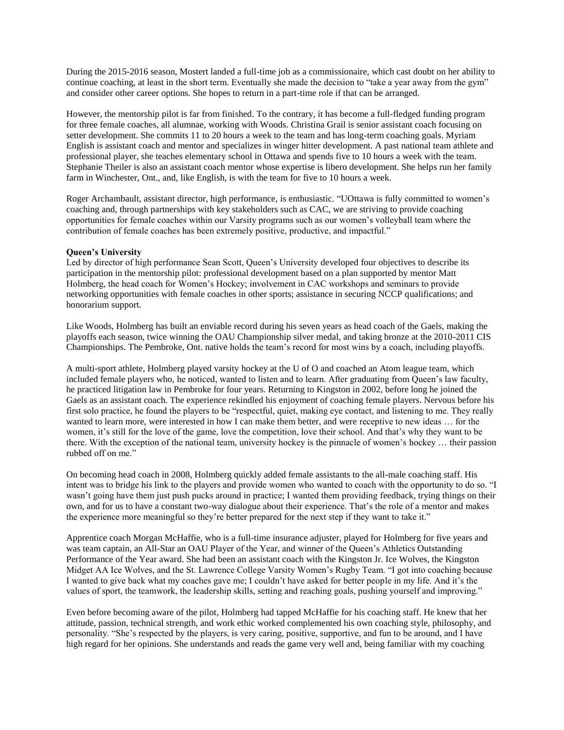During the 2015-2016 season, Mostert landed a full-time job as a commissionaire, which cast doubt on her ability to continue coaching, at least in the short term. Eventually she made the decision to "take a year away from the gym" and consider other career options. She hopes to return in a part-time role if that can be arranged.

However, the mentorship pilot is far from finished. To the contrary, it has become a full-fledged funding program for three female coaches, all alumnae, working with Woods. Christina Grail is senior assistant coach focusing on setter development. She commits 11 to 20 hours a week to the team and has long-term coaching goals. Myriam English is assistant coach and mentor and specializes in winger hitter development. A past national team athlete and professional player, she teaches elementary school in Ottawa and spends five to 10 hours a week with the team. Stephanie Theiler is also an assistant coach mentor whose expertise is libero development. She helps run her family farm in Winchester, Ont., and, like English, is with the team for five to 10 hours a week.

Roger Archambault, assistant director, high performance, is enthusiastic. "UOttawa is fully committed to women's coaching and, through partnerships with key stakeholders such as CAC, we are striving to provide coaching opportunities for female coaches within our Varsity programs such as our women's volleyball team where the contribution of female coaches has been extremely positive, productive, and impactful."

**Queen's University**

Led by director of high performance Sean Scott, Queen's University developed four objectives to describe its participation in the mentorship pilot: professional development based on a plan supported by mentor Matt Holmberg, the head coach for Women's Hockey; involvement in CAC workshops and seminars to provide networking opportunities with female coaches in other sports; assistance in securing NCCP qualifications; and honorarium support.

Like Woods, Holmberg has built an enviable record during his seven years as head coach of the Gaels, making the playoffs each season, twice winning the OAU Championship silver medal, and taking bronze at the 2010-2011 CIS Championships. The Pembroke, Ont. native holds the team's record for most wins by a coach, including playoffs.

A multi-sport athlete, Holmberg played varsity hockey at the U of O and coached an Atom league team, which included female players who, he noticed, wanted to listen and to learn. After graduating from Queen's law faculty, he practiced litigation law in Pembroke for four years. Returning to Kingston in 2002, before long he joined the Gaels as an assistant coach. The experience rekindled his enjoyment of coaching female players. Nervous before his first solo practice, he found the players to be "respectful, quiet, making eye contact, and listening to me. They really wanted to learn more, were interested in how I can make them better, and were receptive to new ideas … for the women, it's still for the love of the game, love the competition, love their school. And that's why they want to be there. With the exception of the national team, university hockey is the pinnacle of women's hockey … their passion rubbed off on me."

On becoming head coach in 2008, Holmberg quickly added female assistants to the all-male coaching staff. His intent was to bridge his link to the players and provide women who wanted to coach with the opportunity to do so. "I wasn't going have them just push pucks around in practice; I wanted them providing feedback, trying things on their own, and for us to have a constant two-way dialogue about their experience. That's the role of a mentor and makes the experience more meaningful so they're better prepared for the next step if they want to take it."

Apprentice coach Morgan McHaffie, who is a full-time insurance adjuster, played for Holmberg for five years and was team captain, an All-Star an OAU Player of the Year, and winner of the Queen's Athletics Outstanding Performance of the Year award. She had been an assistant coach with the Kingston Jr. Ice Wolves, the Kingston Midget AA Ice Wolves, and the St. Lawrence College Varsity Women's Rugby Team. "I got into coaching because I wanted to give back what my coaches gave me; I couldn't have asked for better people in my life. And it's the values of sport, the teamwork, the leadership skills, setting and reaching goals, pushing yourself and improving."

Even before becoming aware of the pilot, Holmberg had tapped McHaffie for his coaching staff. He knew that her attitude, passion, technical strength, and work ethic worked complemented his own coaching style, philosophy, and personality. "She's respected by the players, is very caring, positive, supportive, and fun to be around, and I have high regard for her opinions. She understands and reads the game very well and, being familiar with my coaching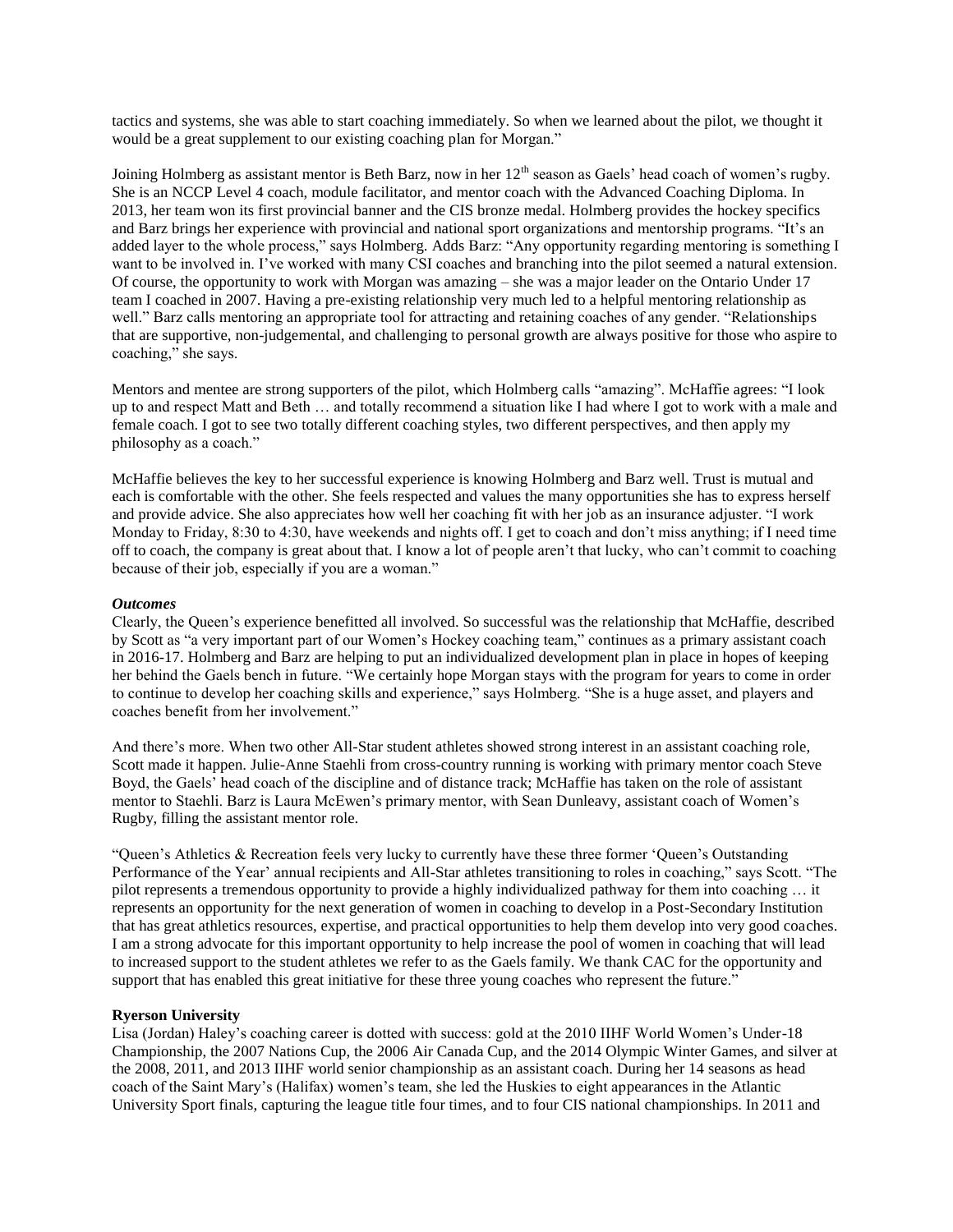tactics and systems, she was able to start coaching immediately. So when we learned about the pilot, we thought it would be a great supplement to our existing coaching plan for Morgan."

Joining Holmberg as assistant mentor is Beth Barz, now in her 12th season as Gaels' head coach of women's rugby. She is an NCCP Level 4 coach, module facilitator, and mentor coach with the Advanced Coaching Diploma. In 2013, her team won its first provincial banner and the CIS bronze medal. Holmberg provides the hockey specifics and Barz brings her experience with provincial and national sport organizations and mentorship programs. "It's an added layer to the whole process," says Holmberg. Adds Barz: "Any opportunity regarding mentoring is something I want to be involved in. I've worked with many CSI coaches and branching into the pilot seemed a natural extension. Of course, the opportunity to work with Morgan was amazing – she was a major leader on the Ontario Under 17 team I coached in 2007. Having a pre-existing relationship very much led to a helpful mentoring relationship as well." Barz calls mentoring an appropriate tool for attracting and retaining coaches of any gender. "Relationships that are supportive, non-judgemental, and challenging to personal growth are always positive for those who aspire to coaching," she says.

Mentors and mentee are strong supporters of the pilot, which Holmberg calls "amazing". McHaffie agrees: "I look up to and respect Matt and Beth … and totally recommend a situation like I had where I got to work with a male and female coach. I got to see two totally different coaching styles, two different perspectives, and then apply my philosophy as a coach."

McHaffie believes the key to her successful experience is knowing Holmberg and Barz well. Trust is mutual and each is comfortable with the other. She feels respected and values the many opportunities she has to express herself and provide advice. She also appreciates how well her coaching fit with her job as an insurance adjuster. "I work Monday to Friday, 8:30 to 4:30, have weekends and nights off. I get to coach and don't miss anything; if I need time off to coach, the company is great about that. I know a lot of people aren't that lucky, who can't commit to coaching because of their job, especially if you are a woman."

***Outcomes***

Clearly, the Queen's experience benefitted all involved. So successful was the relationship that McHaffie, described by Scott as "a very important part of our Women's Hockey coaching team," continues as a primary assistant coach in 2016-17. Holmberg and Barz are helping to put an individualized development plan in place in hopes of keeping her behind the Gaels bench in future. "We certainly hope Morgan stays with the program for years to come in order to continue to develop her coaching skills and experience," says Holmberg. "She is a huge asset, and players and coaches benefit from her involvement."

And there's more. When two other All-Star student athletes showed strong interest in an assistant coaching role, Scott made it happen. Julie-Anne Staehli from cross-country running is working with primary mentor coach Steve Boyd, the Gaels' head coach of the discipline and of distance track; McHaffie has taken on the role of assistant mentor to Staehli. Barz is Laura McEwen's primary mentor, with Sean Dunleavy, assistant coach of Women's Rugby, filling the assistant mentor role.

"Queen's Athletics & Recreation feels very lucky to currently have these three former 'Queen's Outstanding Performance of the Year' annual recipients and All-Star athletes transitioning to roles in coaching," says Scott. "The pilot represents a tremendous opportunity to provide a highly individualized pathway for them into coaching … it represents an opportunity for the next generation of women in coaching to develop in a Post-Secondary Institution that has great athletics resources, expertise, and practical opportunities to help them develop into very good coaches. I am a strong advocate for this important opportunity to help increase the pool of women in coaching that will lead to increased support to the student athletes we refer to as the Gaels family. We thank CAC for the opportunity and support that has enabled this great initiative for these three young coaches who represent the future."

**Ryerson University**

Lisa (Jordan) Haley's coaching career is dotted with success: gold at the 2010 IIHF World Women's Under-18 Championship, the 2007 Nations Cup, the 2006 Air Canada Cup, and the 2014 Olympic Winter Games, and silver at the 2008, 2011, and 2013 IIHF world senior championship as an assistant coach. During her 14 seasons as head coach of the Saint Mary's (Halifax) women's team, she led the Huskies to eight appearances in the Atlantic University Sport finals, capturing the league title four times, and to four CIS national championships. In 2011 and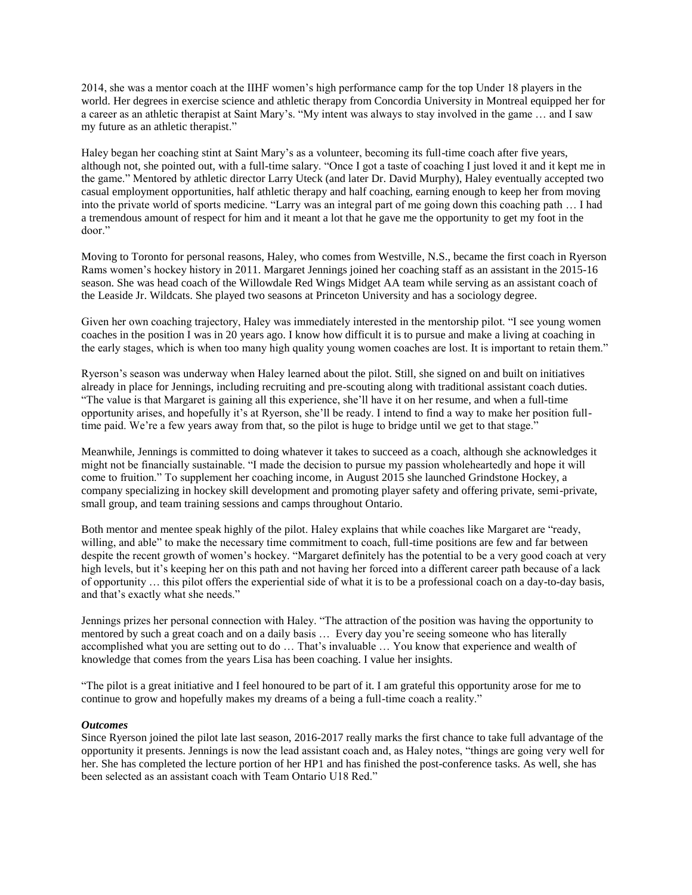2014, she was a mentor coach at the IIHF women's high performance camp for the top Under 18 players in the world. Her degrees in exercise science and athletic therapy from Concordia University in Montreal equipped her for a career as an athletic therapist at Saint Mary's. "My intent was always to stay involved in the game … and I saw my future as an athletic therapist."

Haley began her coaching stint at Saint Mary's as a volunteer, becoming its full-time coach after five years, although not, she pointed out, with a full-time salary. "Once I got a taste of coaching I just loved it and it kept me in the game." Mentored by athletic director Larry Uteck (and later Dr. David Murphy), Haley eventually accepted two casual employment opportunities, half athletic therapy and half coaching, earning enough to keep her from moving into the private world of sports medicine. "Larry was an integral part of me going down this coaching path … I had a tremendous amount of respect for him and it meant a lot that he gave me the opportunity to get my foot in the door."

Moving to Toronto for personal reasons, Haley, who comes from Westville, N.S., became the first coach in Ryerson Rams women's hockey history in 2011. Margaret Jennings joined her coaching staff as an assistant in the 2015-16 season. She was head coach of the Willowdale Red Wings Midget AA team while serving as an assistant coach of the Leaside Jr. Wildcats. She played two seasons at Princeton University and has a sociology degree.

Given her own coaching trajectory, Haley was immediately interested in the mentorship pilot. "I see young women coaches in the position I was in 20 years ago. I know how difficult it is to pursue and make a living at coaching in the early stages, which is when too many high quality young women coaches are lost. It is important to retain them."

Ryerson's season was underway when Haley learned about the pilot. Still, she signed on and built on initiatives already in place for Jennings, including recruiting and pre-scouting along with traditional assistant coach duties. "The value is that Margaret is gaining all this experience, she'll have it on her resume, and when a full-time opportunity arises, and hopefully it's at Ryerson, she'll be ready. I intend to find a way to make her position full-time paid. We're a few years away from that, so the pilot is huge to bridge until we get to that stage."

Meanwhile, Jennings is committed to doing whatever it takes to succeed as a coach, although she acknowledges it might not be financially sustainable. "I made the decision to pursue my passion wholeheartedly and hope it will come to fruition." To supplement her coaching income, in August 2015 she launched Grindstone Hockey, a company specializing in hockey skill development and promoting player safety and offering private, semi-private, small group, and team training sessions and camps throughout Ontario.

Both mentor and mentee speak highly of the pilot. Haley explains that while coaches like Margaret are "ready, willing, and able" to make the necessary time commitment to coach, full-time positions are few and far between despite the recent growth of women's hockey. "Margaret definitely has the potential to be a very good coach at very high levels, but it's keeping her on this path and not having her forced into a different career path because of a lack of opportunity … this pilot offers the experiential side of what it is to be a professional coach on a day-to-day basis, and that's exactly what she needs."

Jennings prizes her personal connection with Haley. "The attraction of the position was having the opportunity to mentored by such a great coach and on a daily basis … Every day you're seeing someone who has literally accomplished what you are setting out to do … That's invaluable … You know that experience and wealth of knowledge that comes from the years Lisa has been coaching. I value her insights.

"The pilot is a great initiative and I feel honoured to be part of it. I am grateful this opportunity arose for me to continue to grow and hopefully makes my dreams of a being a full-time coach a reality."

***Outcomes***

Since Ryerson joined the pilot late last season, 2016-2017 really marks the first chance to take full advantage of the opportunity it presents. Jennings is now the lead assistant coach and, as Haley notes, "things are going very well for her. She has completed the lecture portion of her HP1 and has finished the post-conference tasks. As well, she has been selected as an assistant coach with Team Ontario U18 Red."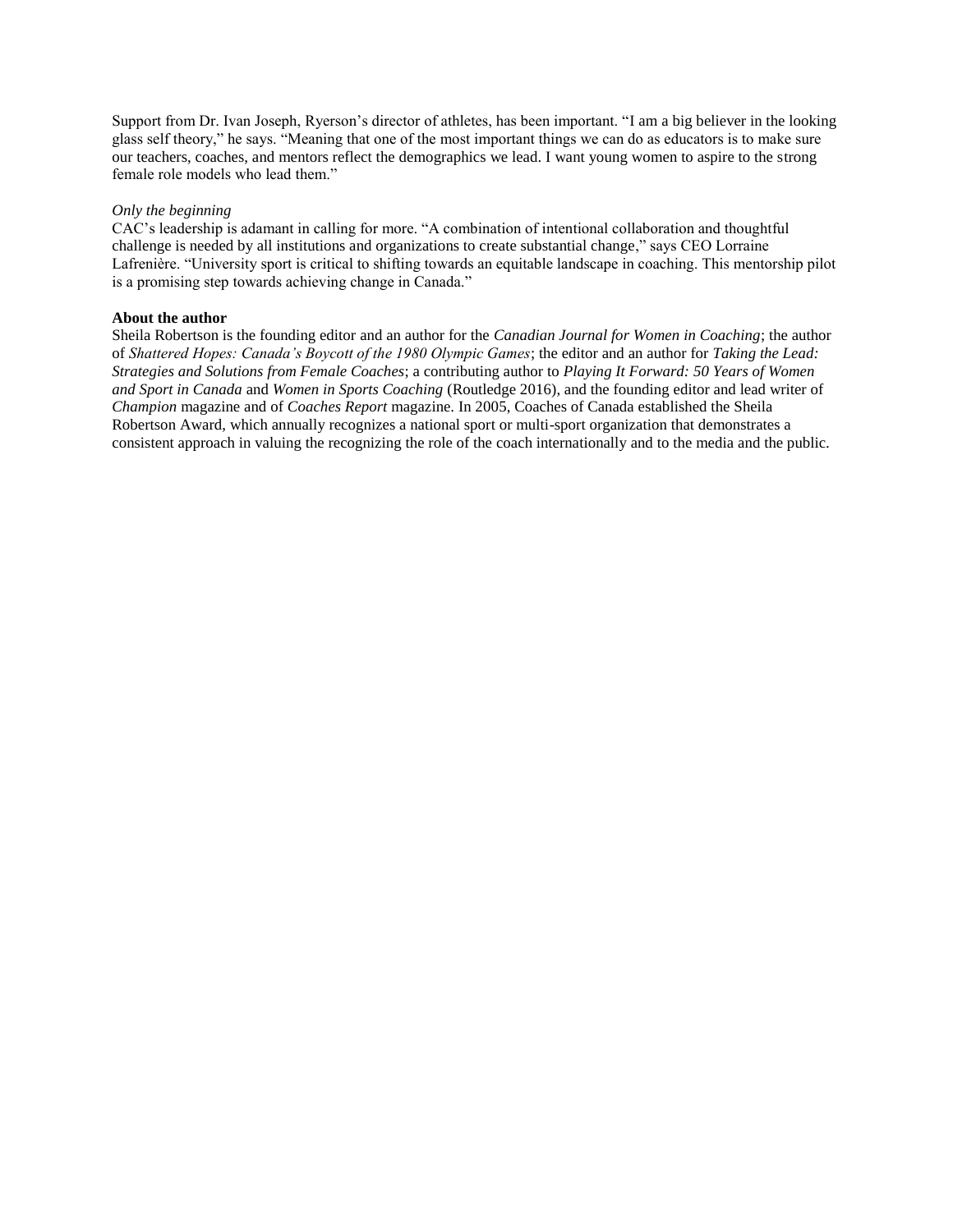Support from Dr. Ivan Joseph, Ryerson's director of athletes, has been important. "I am a big believer in the looking glass self theory," he says. "Meaning that one of the most important things we can do as educators is to make sure our teachers, coaches, and mentors reflect the demographics we lead. I want young women to aspire to the strong female role models who lead them."

*Only the beginning*

CAC's leadership is adamant in calling for more. "A combination of intentional collaboration and thoughtful challenge is needed by all institutions and organizations to create substantial change," says CEO Lorraine Lafrenière. "University sport is critical to shifting towards an equitable landscape in coaching. This mentorship pilot is a promising step towards achieving change in Canada."

**About the author**

Sheila Robertson is the founding editor and an author for the *Canadian Journal for Women in Coaching*; the author of *Shattered Hopes: Canada's Boycott of the 1980 Olympic Games*; the editor and an author for *Taking the Lead: Strategies and Solutions from Female Coaches*; a contributing author to *Playing It Forward: 50 Years of Women and Sport in Canada* and *Women in Sports Coaching* (Routledge 2016), and the founding editor and lead writer of *Champion* magazine and of *Coaches Report* magazine. In 2005, Coaches of Canada established the Sheila Robertson Award, which annually recognizes a national sport or multi-sport organization that demonstrates a consistent approach in valuing the recognizing the role of the coach internationally and to the media and the public.